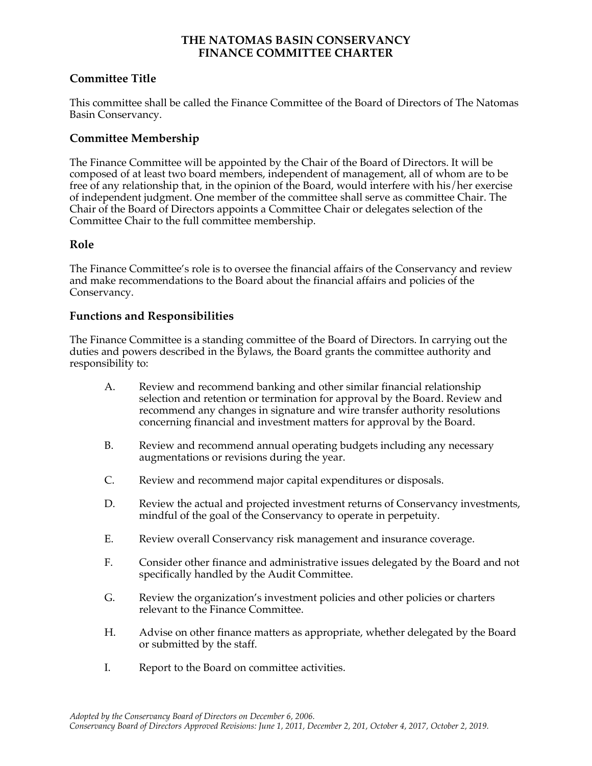# THE NATOMAS BASIN CONSERVANCY
# FINANCE COMMITTEE CHARTER

## Committee Title

This committee shall be called the Finance Committee of the Board of Directors of The Natomas Basin Conservancy.

## Committee Membership

The Finance Committee will be appointed by the Chair of the Board of Directors. It will be composed of at least two board members, independent of management, all of whom are to be free of any relationship that, in the opinion of the Board, would interfere with his/her exercise of independent judgment. One member of the committee shall serve as committee Chair. The Chair of the Board of Directors appoints a Committee Chair or delegates selection of the Committee Chair to the full committee membership.

## Role

The Finance Committee's role is to oversee the financial affairs of the Conservancy and review and make recommendations to the Board about the financial affairs and policies of the Conservancy.

## Functions and Responsibilities

The Finance Committee is a standing committee of the Board of Directors. In carrying out the duties and powers described in the Bylaws, the Board grants the committee authority and responsibility to:

A. Review and recommend banking and other similar financial relationship selection and retention or termination for approval by the Board. Review and recommend any changes in signature and wire transfer authority resolutions concerning financial and investment matters for approval by the Board.

B. Review and recommend annual operating budgets including any necessary augmentations or revisions during the year.

C. Review and recommend major capital expenditures or disposals.

D. Review the actual and projected investment returns of Conservancy investments, mindful of the goal of the Conservancy to operate in perpetuity.

E. Review overall Conservancy risk management and insurance coverage.

F. Consider other finance and administrative issues delegated by the Board and not specifically handled by the Audit Committee.

G. Review the organization's investment policies and other policies or charters relevant to the Finance Committee.

H. Advise on other finance matters as appropriate, whether delegated by the Board or submitted by the staff.

I. Report to the Board on committee activities.

*Adopted by the Conservancy Board of Directors on December 6, 2006.*
*Conservancy Board of Directors Approved Revisions: June 1, 2011, December 2, 201, October 4, 2017, October 2, 2019.*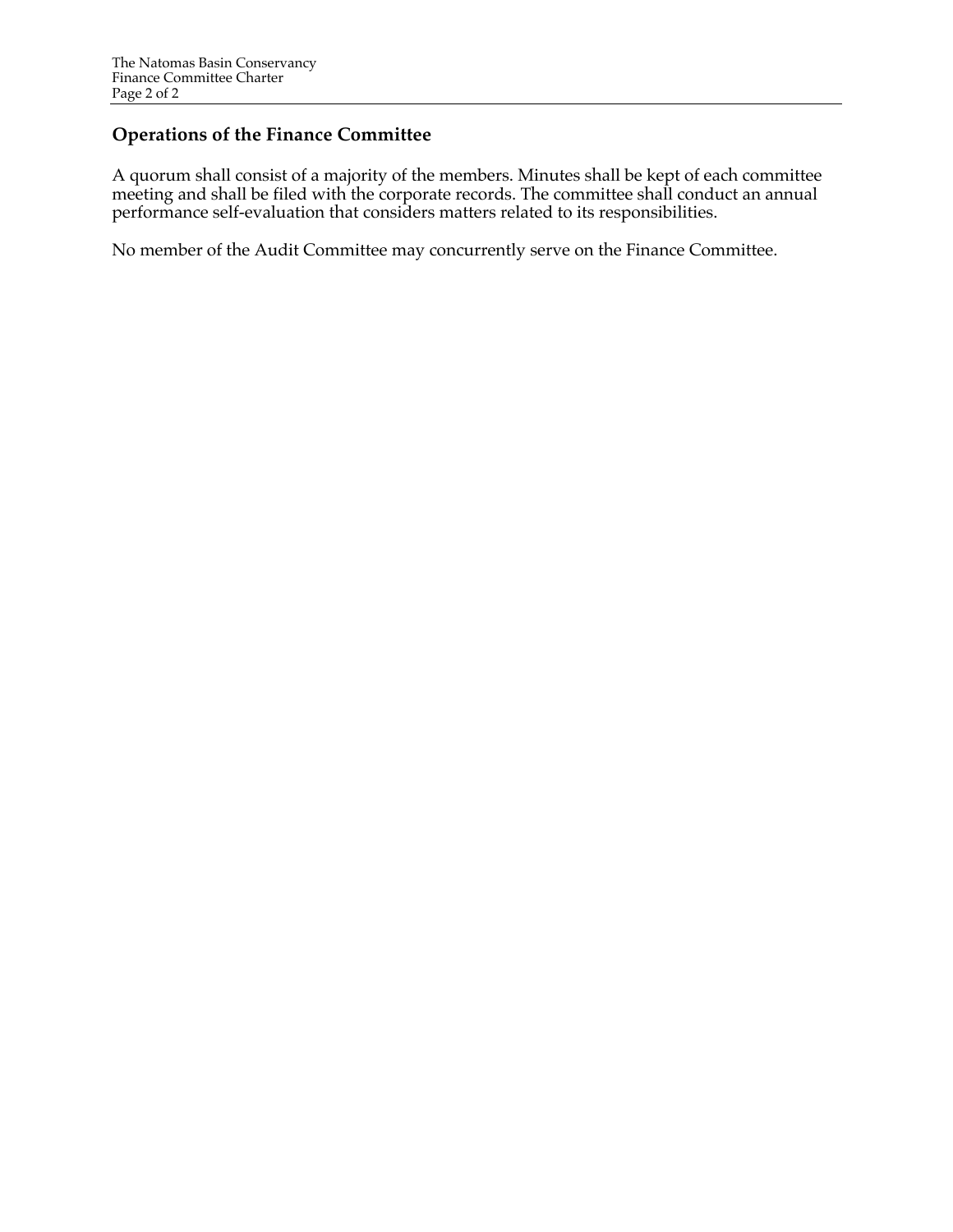## Operations of the Finance Committee

A quorum shall consist of a majority of the members. Minutes shall be kept of each committee meeting and shall be filed with the corporate records. The committee shall conduct an annual performance self-evaluation that considers matters related to its responsibilities.

No member of the Audit Committee may concurrently serve on the Finance Committee.